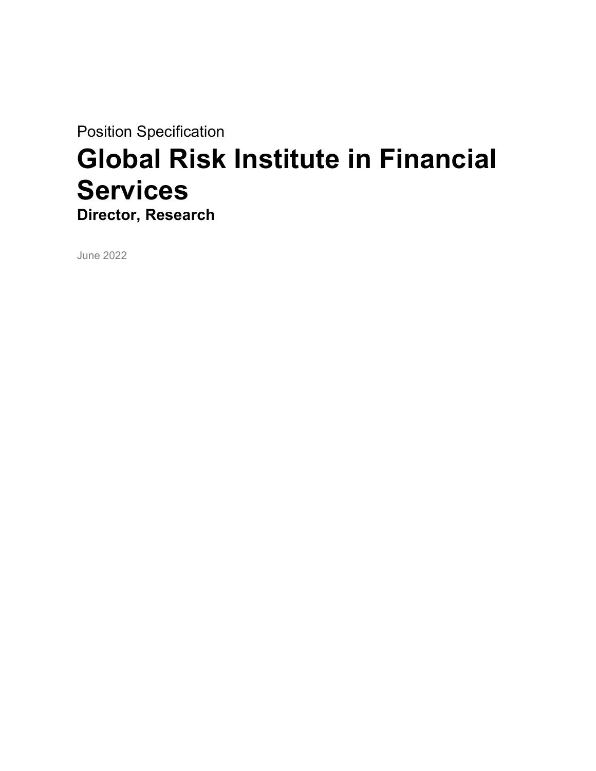Position Specification

# Global Risk Institute in Financial Services

## Director, Research

June 2022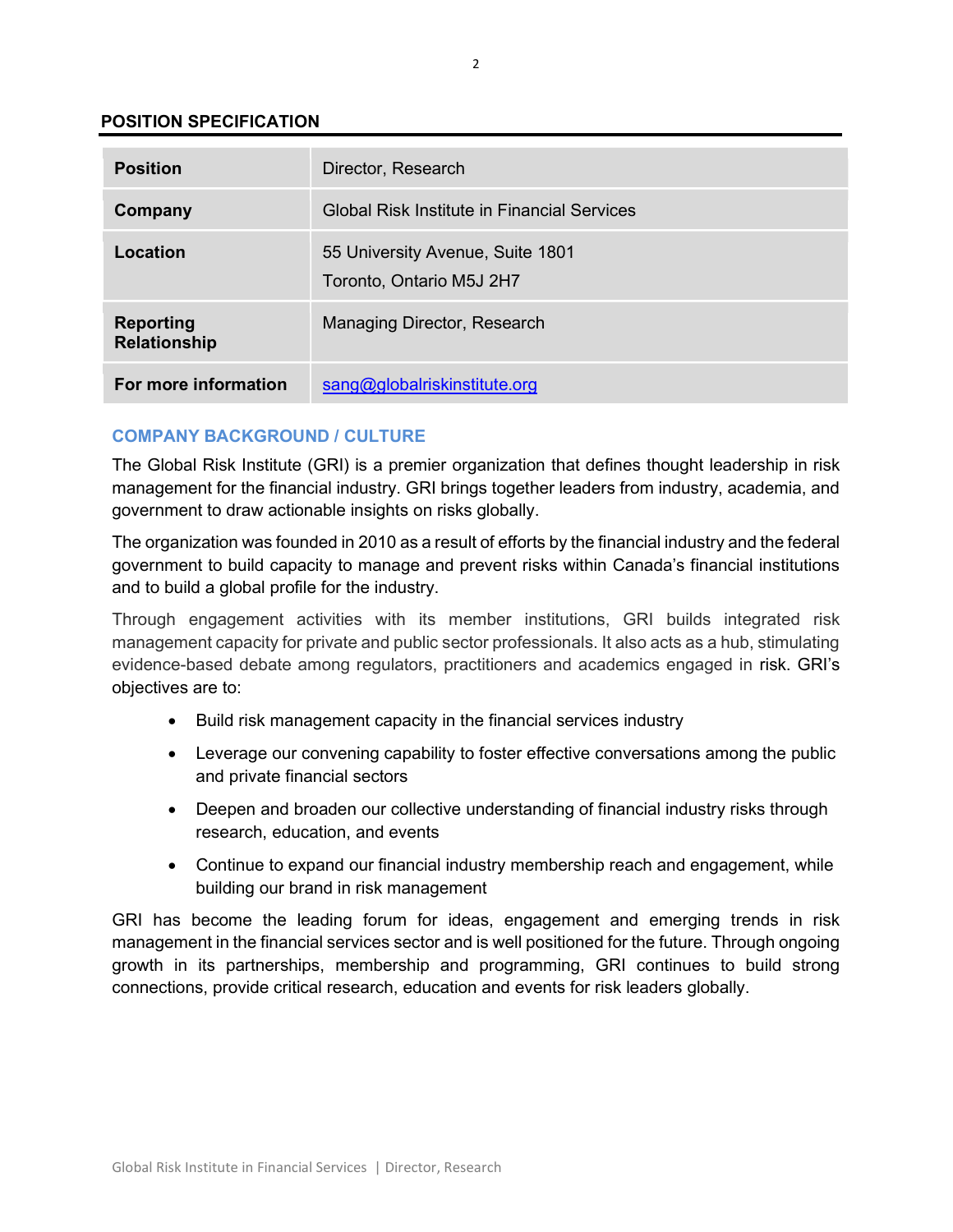## POSITION SPECIFICATION

| | |
|---|---|
| **Position** | Director, Research |
| **Company** | Global Risk Institute in Financial Services |
| **Location** | 55 University Avenue, Suite 1801<br>Toronto, Ontario M5J 2H7 |
| **Reporting Relationship** | Managing Director, Research |
| **For more information** | sang@globalriskinstitute.org |

### COMPANY BACKGROUND / CULTURE

The Global Risk Institute (GRI) is a premier organization that defines thought leadership in risk management for the financial industry. GRI brings together leaders from industry, academia, and government to draw actionable insights on risks globally.

The organization was founded in 2010 as a result of efforts by the financial industry and the federal government to build capacity to manage and prevent risks within Canada's financial institutions and to build a global profile for the industry.

Through engagement activities with its member institutions, GRI builds integrated risk management capacity for private and public sector professionals. It also acts as a hub, stimulating evidence-based debate among regulators, practitioners and academics engaged in risk. GRI's objectives are to:

- Build risk management capacity in the financial services industry
- Leverage our convening capability to foster effective conversations among the public and private financial sectors
- Deepen and broaden our collective understanding of financial industry risks through research, education, and events
- Continue to expand our financial industry membership reach and engagement, while building our brand in risk management

GRI has become the leading forum for ideas, engagement and emerging trends in risk management in the financial services sector and is well positioned for the future. Through ongoing growth in its partnerships, membership and programming, GRI continues to build strong connections, provide critical research, education and events for risk leaders globally.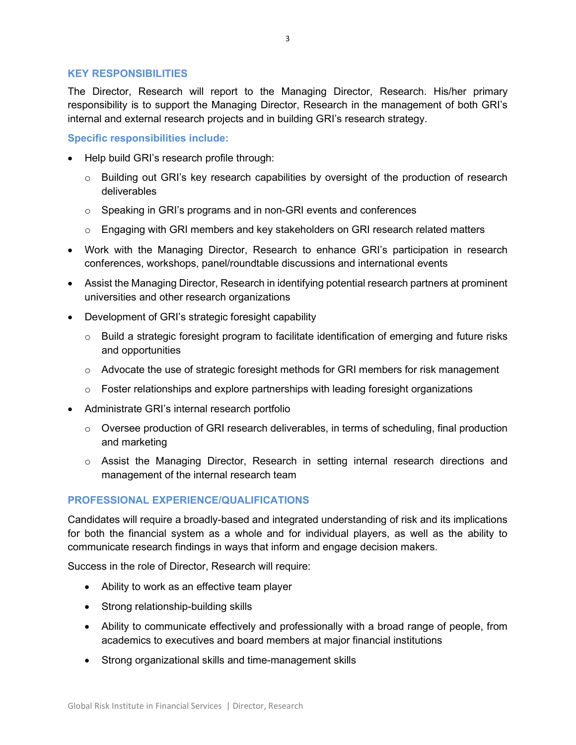## KEY RESPONSIBILITIES

The Director, Research will report to the Managing Director, Research. His/her primary responsibility is to support the Managing Director, Research in the management of both GRI's internal and external research projects and in building GRI's research strategy.

### Specific responsibilities include:

- Help build GRI's research profile through:
  - Building out GRI's key research capabilities by oversight of the production of research deliverables
  - Speaking in GRI's programs and in non-GRI events and conferences
  - Engaging with GRI members and key stakeholders on GRI research related matters
- Work with the Managing Director, Research to enhance GRI's participation in research conferences, workshops, panel/roundtable discussions and international events
- Assist the Managing Director, Research in identifying potential research partners at prominent universities and other research organizations
- Development of GRI's strategic foresight capability
  - Build a strategic foresight program to facilitate identification of emerging and future risks and opportunities
  - Advocate the use of strategic foresight methods for GRI members for risk management
  - Foster relationships and explore partnerships with leading foresight organizations
- Administrate GRI's internal research portfolio
  - Oversee production of GRI research deliverables, in terms of scheduling, final production and marketing
  - Assist the Managing Director, Research in setting internal research directions and management of the internal research team

## PROFESSIONAL EXPERIENCE/QUALIFICATIONS

Candidates will require a broadly-based and integrated understanding of risk and its implications for both the financial system as a whole and for individual players, as well as the ability to communicate research findings in ways that inform and engage decision makers.

Success in the role of Director, Research will require:

- Ability to work as an effective team player
- Strong relationship-building skills
- Ability to communicate effectively and professionally with a broad range of people, from academics to executives and board members at major financial institutions
- Strong organizational skills and time-management skills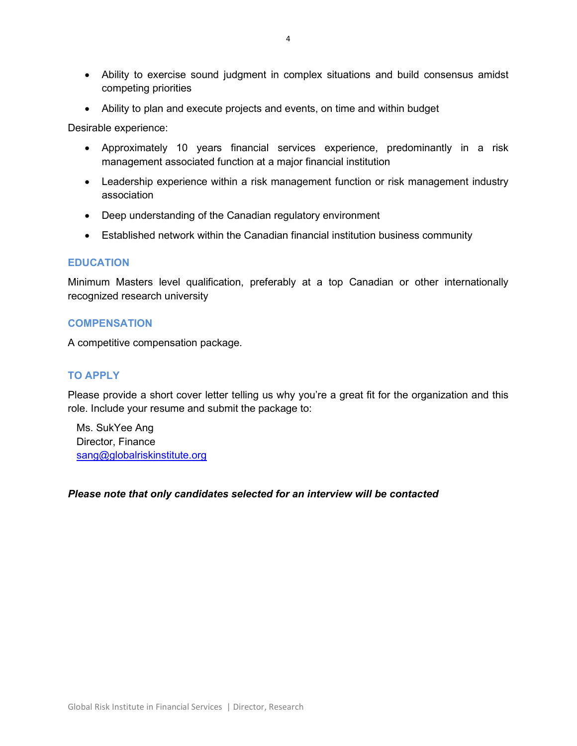- Ability to exercise sound judgment in complex situations and build consensus amidst competing priorities
- Ability to plan and execute projects and events, on time and within budget

Desirable experience:

- Approximately 10 years financial services experience, predominantly in a risk management associated function at a major financial institution
- Leadership experience within a risk management function or risk management industry association
- Deep understanding of the Canadian regulatory environment
- Established network within the Canadian financial institution business community

## EDUCATION

Minimum Masters level qualification, preferably at a top Canadian or other internationally recognized research university

## COMPENSATION

A competitive compensation package.

## TO APPLY

Please provide a short cover letter telling us why you're a great fit for the organization and this role. Include your resume and submit the package to:

Ms. SukYee Ang
Director, Finance
sang@globalriskinstitute.org

***Please note that only candidates selected for an interview will be contacted***